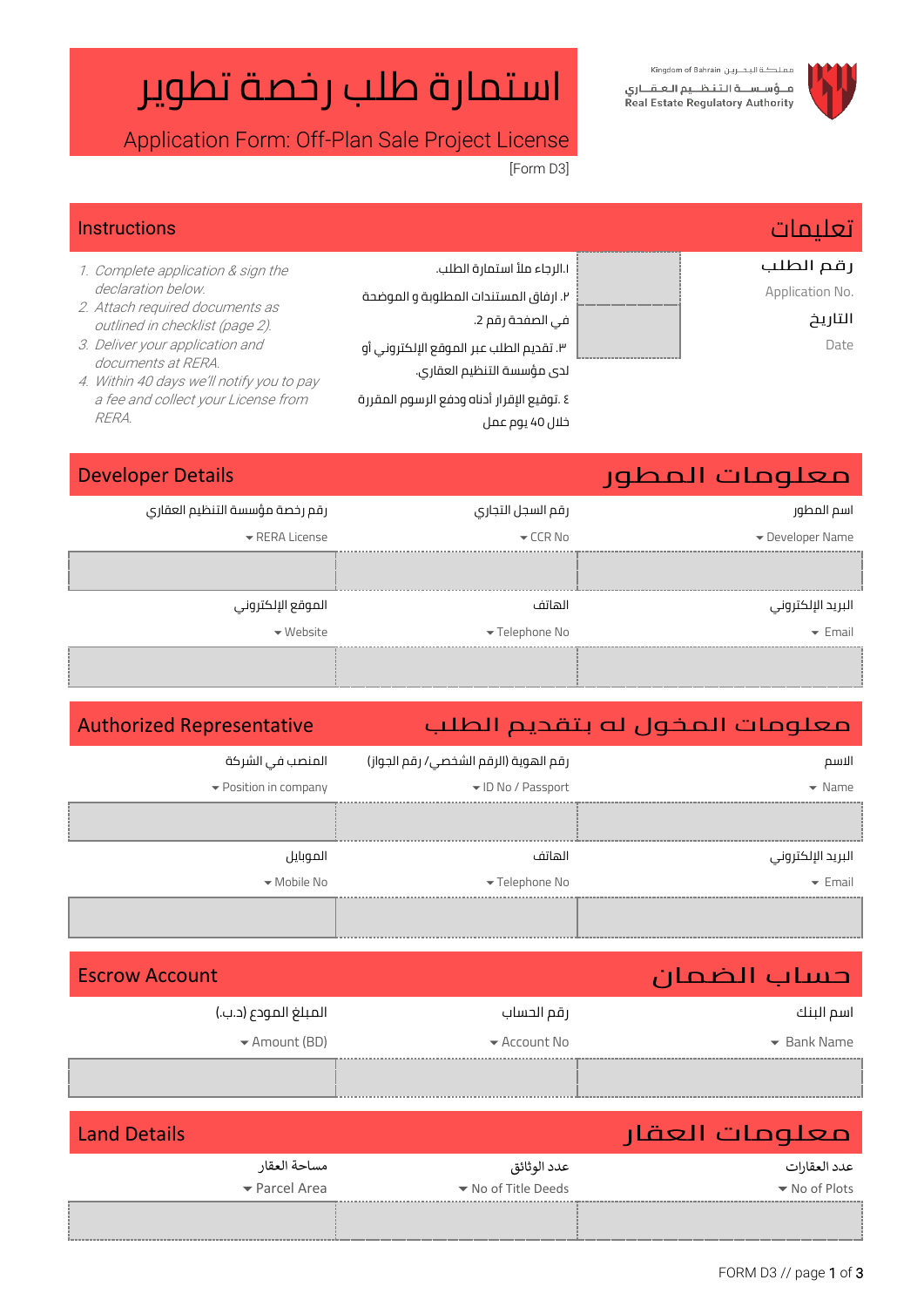Kingdom of Bahrain مملكة البحرين
مؤسسة التنظيم العقاري
Real Estate Regulatory Authority

# استمارة طلب رخصة تطوير

## Application Form: Off-Plan Sale Project License

[Form D3]

## Instructions / تعليمات

1. Complete application & sign the declaration below.
2. Attach required documents as outlined in checklist (page 2).
3. Deliver your application and documents at RERA.
4. Within 40 days we'll notify you to pay a fee and collect your License from RERA.

١.الرجاء ملأ استمارة الطلب.
٢. ارفاق المستندات المطلوبة و الموضحة في الصفحة رقم 2.
٣. تقديم الطلب عبر الموقع الإلكتروني أو لدى مؤسسة التنظيم العقاري.
٤. توقيع الإقرار أدناه ودفع الرسوم المقررة خلال 40 يوم عمل

| رقم الطلب Application No. | |
|---|---|
| التاريخ Date | |

## Developer Details / معلومات المطور

| اسم المطور Developer Name | رقم السجل التجاري CCR No | رقم رخصة مؤسسة التنظيم العقاري RERA License |
|---|---|---|
| | | |
| **البريد الإلكتروني Email** | **الهاتف Telephone No** | **الموقع الإلكتروني Website** |
| | | |

## Authorized Representative / معلومات المخول له بتقديم الطلب

| الاسم Name | رقم الهوية (الرقم الشخصي/ رقم الجواز) ID No / Passport | المنصب في الشركة Position in company |
|---|---|---|
| | | |
| **البريد الإلكتروني Email** | **الهاتف Telephone No** | **الموبايل Mobile No** |
| | | |

## Escrow Account / حساب الضمان

| اسم البنك Bank Name | رقم الحساب Account No | المبلغ المودع (د.ب.) Amount (BD) |
|---|---|---|
| | | |

## Land Details / معلومات العقار

| عدد العقارات No of Plots | عدد الوثائق No of Title Deeds | مساحة العقار Parcel Area |
|---|---|---|
| | | |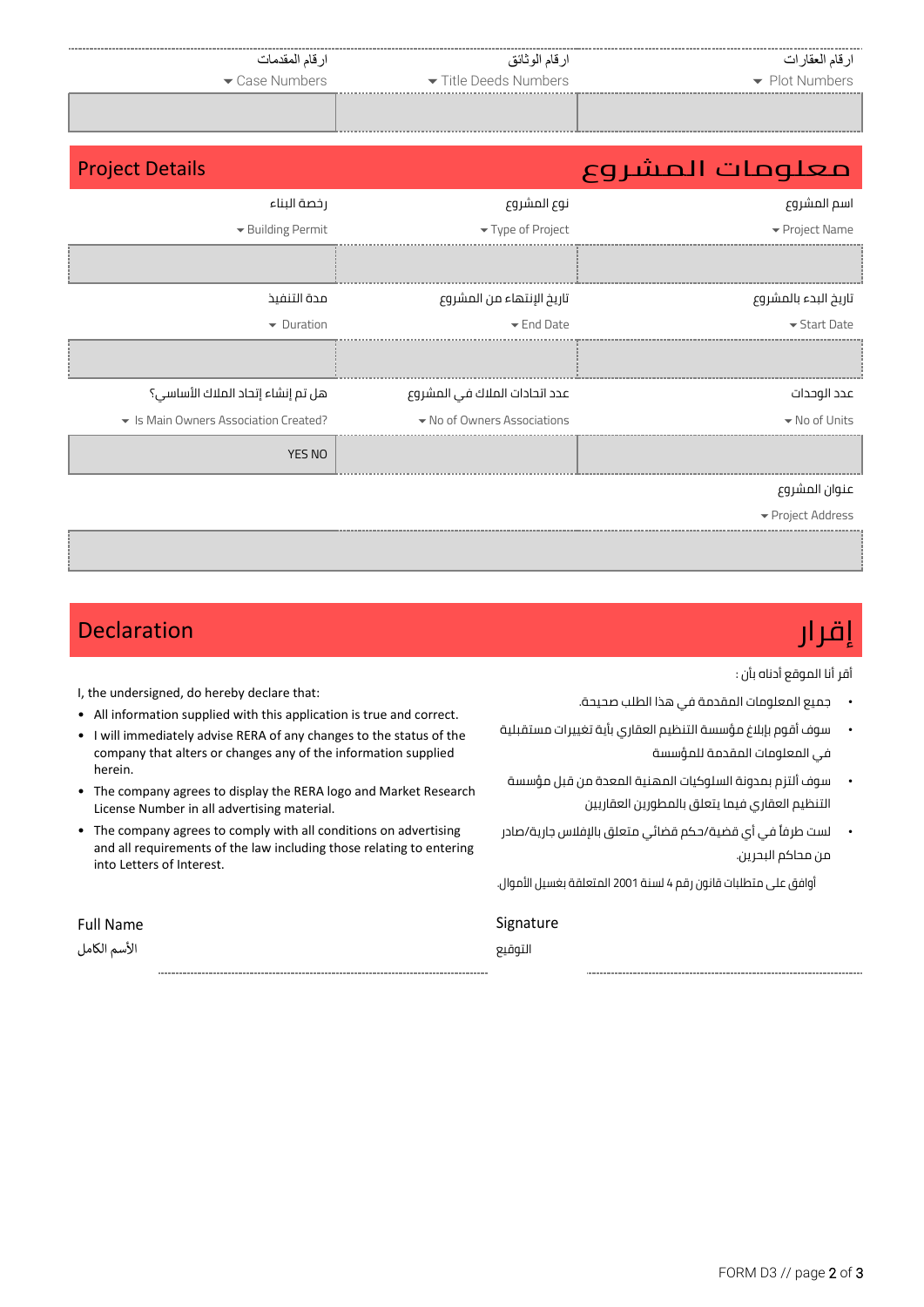| ارقام العقارات<br>Plot Numbers | ارقام الوثائق<br>Title Deeds Numbers | ارقام المقدمات<br>Case Numbers |
|---|---|---|
| | | |

## معلومات المشروع / Project Details

| اسم المشروع<br>Project Name | نوع المشروع<br>Type of Project | رخصة البناء<br>Building Permit |
|---|---|---|
| | | |
| **تاريخ البدء بالمشروع<br>Start Date** | **تاريخ الإنتهاء من المشروع<br>End Date** | **مدة التنفيذ<br>Duration** |
| | | |
| **عدد الوحدات<br>No of Units** | **عدد اتحادات الملاك في المشروع<br>No of Owners Associations** | **هل تم إنشاء إتحاد الملاك الأساسي؟<br>Is Main Owners Association Created?** |
| | | YES NO |
| **عنوان المشروع<br>Project Address** | | |
| | | |

## إقرار / Declaration

I, the undersigned, do hereby declare that:

- All information supplied with this application is true and correct.
- I will immediately advise RERA of any changes to the status of the company that alters or changes any of the information supplied herein.
- The company agrees to display the RERA logo and Market Research License Number in all advertising material.
- The company agrees to comply with all conditions on advertising and all requirements of the law including those relating to entering into Letters of Interest.

أقر أنا الموقع أدناه بأن :

- جميع المعلومات المقدمة في هذا الطلب صحيحة.
- سوف أقوم بإبلاغ مؤسسة التنظيم العقاري بأية تغييرات مستقبلية في المعلومات المقدمة للمؤسسة
- سوف ألتزم بمدونة السلوكيات المهنية المعدة من قبل مؤسسة التنظيم العقاري فيما يتعلق بالمطورين العقاريين
- لست طرفاً في أي قضية/حكم قضائي متعلق بالإفلاس جارية/صادر من محاكم البحرين.

أوافق على متطلبات قانون رقم 4 لسنة 2001 المتعلقة بغسيل الأموال.

Full Name
الأسم الكامل ______________________

Signature
التوقيع ______________________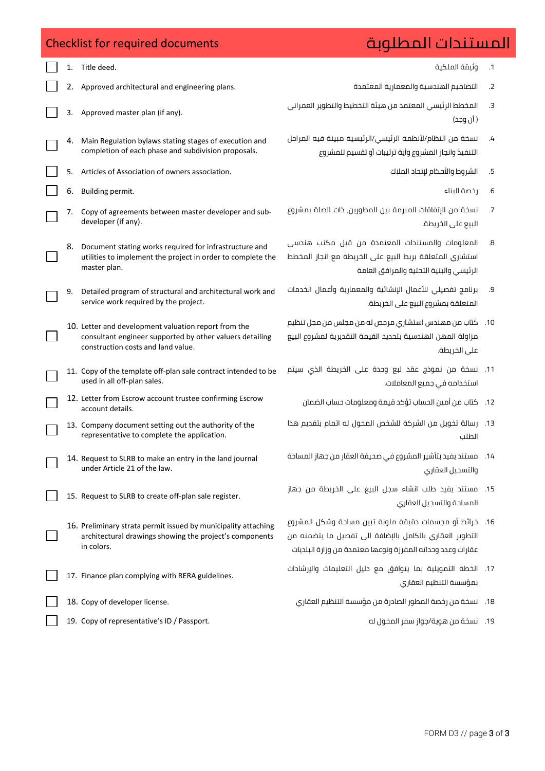# Checklist for required documents | المستندات المطلوبة

| | English | العربية |
|---|---|---|
| ☐ | 1. Title deed. | 1. وثيقة الملكية |
| ☐ | 2. Approved architectural and engineering plans. | 2. التصاميم الهندسية والمعمارية المعتمدة |
| ☐ | 3. Approved master plan (if any). | 3. المخطط الرئيسي المعتمد من هيئة التخطيط والتطوير العمراني ( أن وجد) |
| ☐ | 4. Main Regulation bylaws stating stages of execution and completion of each phase and subdivision proposals. | 4. نسخة من النظام/لأنظمة الرئيسي/الرئيسية مبينة فيه المراحل التنفيذ وانجاز المشروع وأية ترتيبات أو تقسيم للمشروع |
| ☐ | 5. Articles of Association of owners association. | 5. الشروط والأحكام لإتحاد الملاك |
| ☐ | 6. Building permit. | 6. رخصة البناء |
| ☐ | 7. Copy of agreements between master developer and sub-developer (if any). | 7. نسخة من الإتفاقات المبرمة بين المطورين، ذات الصلة بمشروع البيع على الخريطة. |
| ☐ | 8. Document stating works required for infrastructure and utilities to implement the project in order to complete the master plan. | 8. المعلومات والمستندات المعتمدة من قبل مكتب هندسي استشاري المتعلقة بربط البيع على الخريطة مع انجاز المخطط الرئيسي والبنية التحتية والمرافق العامة |
| ☐ | 9. Detailed program of structural and architectural work and service work required by the project. | 9. برنامج تفصيلي للأعمال الإنشائية والمعمارية وأعمال الخدمات المتعلقة بمشروع البيع على الخريطة. |
| ☐ | 10. Letter and development valuation report from the consultant engineer supported by other valuers detailing construction costs and land value. | 10. كتاب من مهندس استشاري مرخص له من مجلس من مجل تنظيم مزاولة المهن الهندسية بتحديد القيمة التقديرية لمشروع البيع على الخريطة. |
| ☐ | 11. Copy of the template off-plan sale contract intended to be used in all off-plan sales. | 11. نسخة من نموذج عقد لبع وحدة على الخريطة الذي سيتم استخدامه في جميع المعاملات. |
| ☐ | 12. Letter from Escrow account trustee confirming Escrow account details. | 12. كتاب من أمين الحساب تؤكد قيمة ومعلومات حساب الضمان |
| ☐ | 13. Company document setting out the authority of the representative to complete the application. | 13. رسالة تخويل من الشركة للشخص المخول له اتمام بتقديم هذا الطلب |
| ☐ | 14. Request to SLRB to make an entry in the land journal under Article 21 of the law. | 14. مستند يفيد بتأشير المشروع في صحيفة العقار من جهاز المساحة والتسجيل العقاري |
| ☐ | 15. Request to SLRB to create off-plan sale register. | 15. مستند يفيد طلب انشاء سجل البيع على الخريطة من جهاز المساحة والتسجيل العقاري |
| ☐ | 16. Preliminary strata permit issued by municipality attaching architectural drawings showing the project's components in colors. | 16. خرائط أو مجسمات دقيقة ملونة تبين مساحة وشكل المشروع التطوير العقاري بالكامل بالإضافة الى تفصيل ما يتضمنه من عقارات وعدد وحداته المفرزة ونوعها معتمدة من وزارة البلديات |
| ☐ | 17. Finance plan complying with RERA guidelines. | 17. الخطة التمويلية بما يتوافق مع دليل التعليمات والإرشادات بمؤسسة التنظيم العقاري |
| ☐ | 18. Copy of developer license. | 18. نسخة من رخصة المطور الصادرة من مؤسسة التنظيم العقاري |
| ☐ | 19. Copy of representative's ID / Passport. | 19. نسخة من هوية/جواز سفر المخول له |

FORM D3